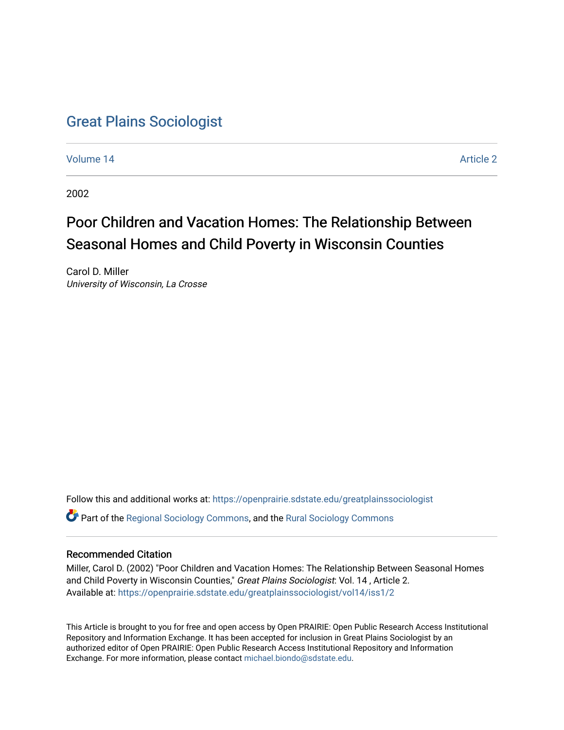# Great Plains Sociologist

Volume 14 Article 2

2002

## Poor Children and Vacation Homes: The Relationship Between Seasonal Homes and Child Poverty in Wisconsin Counties

Carol D. Miller
*University of Wisconsin, La Crosse*

Follow this and additional works at: https://openprairie.sdstate.edu/greatplainssociologist

Part of the Regional Sociology Commons, and the Rural Sociology Commons

### Recommended Citation

Miller, Carol D. (2002) "Poor Children and Vacation Homes: The Relationship Between Seasonal Homes and Child Poverty in Wisconsin Counties," *Great Plains Sociologist*: Vol. 14 , Article 2.
Available at: https://openprairie.sdstate.edu/greatplainssociologist/vol14/iss1/2

This Article is brought to you for free and open access by Open PRAIRIE: Open Public Research Access Institutional Repository and Information Exchange. It has been accepted for inclusion in Great Plains Sociologist by an authorized editor of Open PRAIRIE: Open Public Research Access Institutional Repository and Information Exchange. For more information, please contact michael.biondo@sdstate.edu.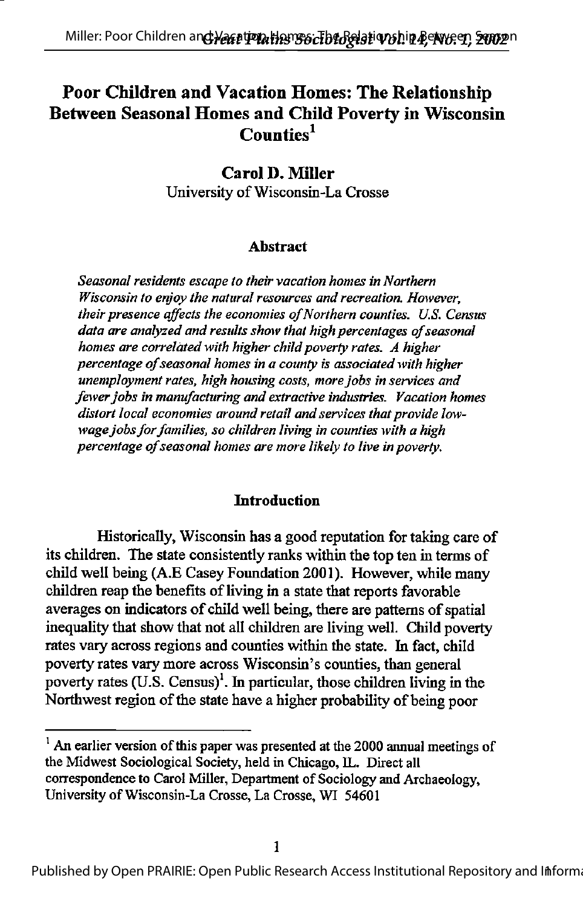# Poor Children and Vacation Homes: The Relationship Between Seasonal Homes and Child Poverty in Wisconsin Counties[1]

**Carol D. Miller**
University of Wisconsin-La Crosse

### Abstract

*Seasonal residents escape to their vacation homes in Northern Wisconsin to enjoy the natural resources and recreation. However, their presence affects the economies of Northern counties. U.S. Census data are analyzed and results show that high percentages of seasonal homes are correlated with higher child poverty rates. A higher percentage of seasonal homes in a county is associated with higher unemployment rates, high housing costs, more jobs in services and fewer jobs in manufacturing and extractive industries. Vacation homes distort local economies around retail and services that provide low-wage jobs for families, so children living in counties with a high percentage of seasonal homes are more likely to live in poverty.*

### Introduction

Historically, Wisconsin has a good reputation for taking care of its children. The state consistently ranks within the top ten in terms of child well being (A.E Casey Foundation 2001). However, while many children reap the benefits of living in a state that reports favorable averages on indicators of child well being, there are patterns of spatial inequality that show that not all children are living well. Child poverty rates vary across regions and counties within the state. In fact, child poverty rates vary more across Wisconsin's counties, than general poverty rates (U.S. Census)[1]. In particular, those children living in the Northwest region of the state have a higher probability of being poor

---

[1] An earlier version of this paper was presented at the 2000 annual meetings of the Midwest Sociological Society, held in Chicago, IL. Direct all correspondence to Carol Miller, Department of Sociology and Archaeology, University of Wisconsin-La Crosse, La Crosse, WI 54601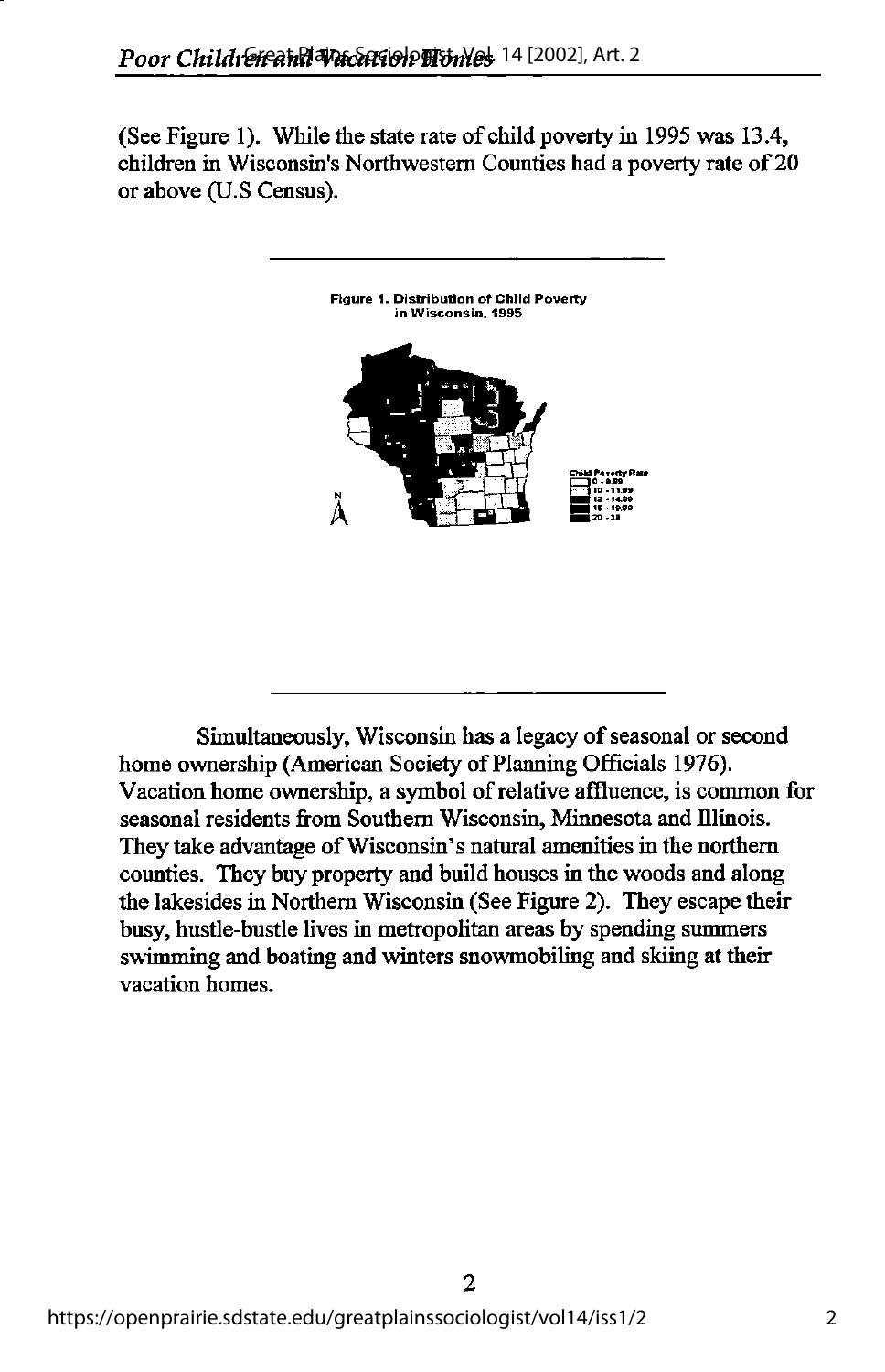(See Figure 1). While the state rate of child poverty in 1995 was 13.4, children in Wisconsin's Northwestern Counties had a poverty rate of 20 or above (U.S Census).

Figure 1. Distribution of Child Poverty in Wisconsin, 1995

Simultaneously, Wisconsin has a legacy of seasonal or second home ownership (American Society of Planning Officials 1976). Vacation home ownership, a symbol of relative affluence, is common for seasonal residents from Southern Wisconsin, Minnesota and Illinois. They take advantage of Wisconsin's natural amenities in the northern counties. They buy property and build houses in the woods and along the lakesides in Northern Wisconsin (See Figure 2). They escape their busy, hustle-bustle lives in metropolitan areas by spending summers swimming and boating and winters snowmobiling and skiing at their vacation homes.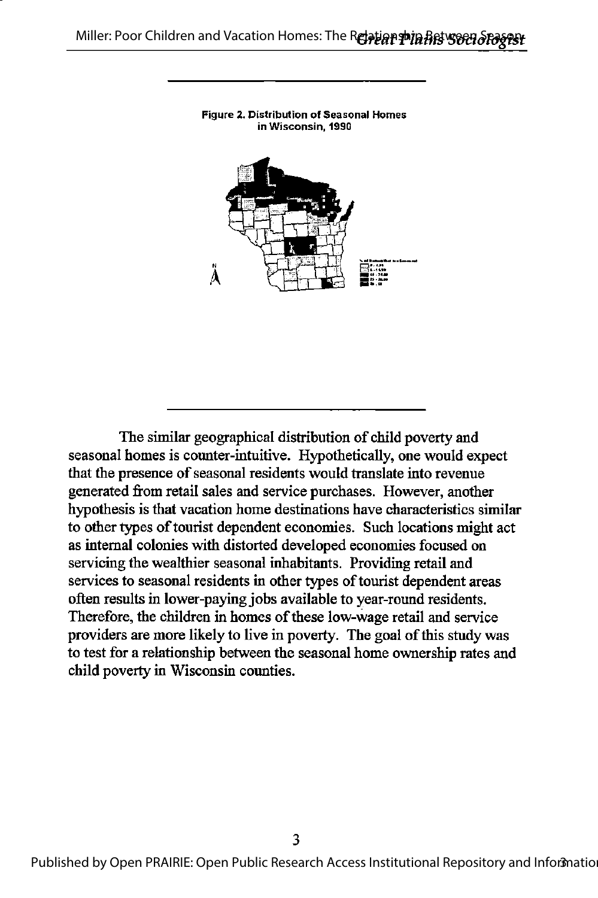**Figure 2. Distribution of Seasonal Homes in Wisconsin, 1990**

The similar geographical distribution of child poverty and seasonal homes is counter-intuitive. Hypothetically, one would expect that the presence of seasonal residents would translate into revenue generated from retail sales and service purchases. However, another hypothesis is that vacation home destinations have characteristics similar to other types of tourist dependent economies. Such locations might act as internal colonies with distorted developed economies focused on servicing the wealthier seasonal inhabitants. Providing retail and services to seasonal residents in other types of tourist dependent areas often results in lower-paying jobs available to year-round residents. Therefore, the children in homes of these low-wage retail and service providers are more likely to live in poverty. The goal of this study was to test for a relationship between the seasonal home ownership rates and child poverty in Wisconsin counties.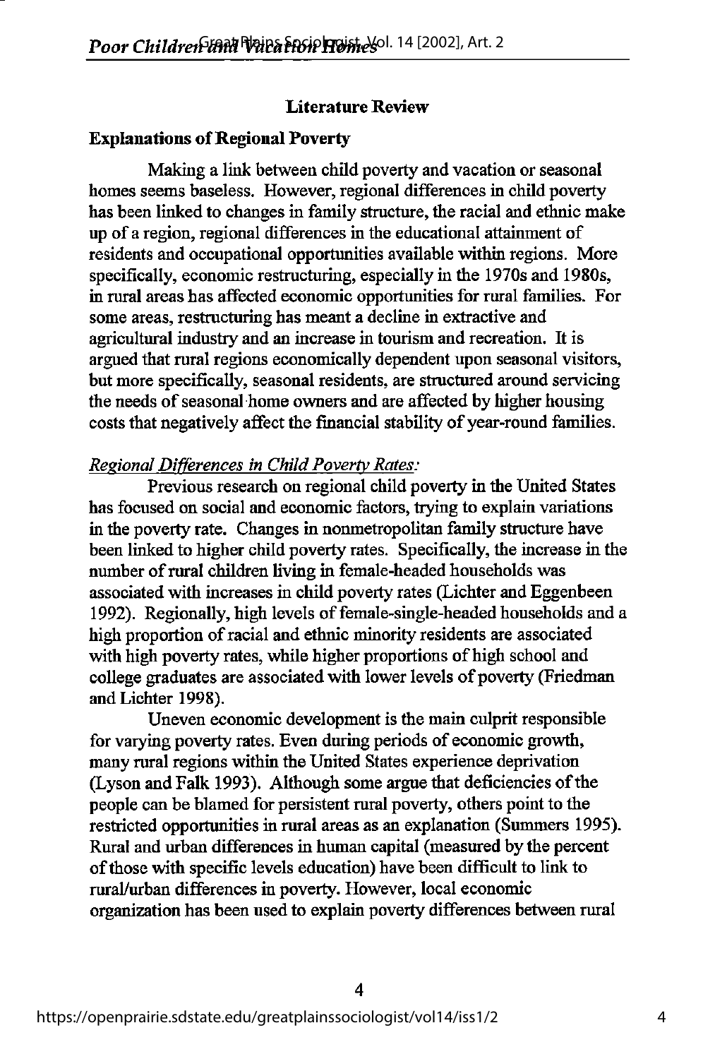## Literature Review

### Explanations of Regional Poverty

Making a link between child poverty and vacation or seasonal homes seems baseless. However, regional differences in child poverty has been linked to changes in family structure, the racial and ethnic make up of a region, regional differences in the educational attainment of residents and occupational opportunities available within regions. More specifically, economic restructuring, especially in the 1970s and 1980s, in rural areas has affected economic opportunities for rural families. For some areas, restructuring has meant a decline in extractive and agricultural industry and an increase in tourism and recreation. It is argued that rural regions economically dependent upon seasonal visitors, but more specifically, seasonal residents, are structured around servicing the needs of seasonal home owners and are affected by higher housing costs that negatively affect the financial stability of year-round families.

*Regional Differences in Child Poverty Rates:*

Previous research on regional child poverty in the United States has focused on social and economic factors, trying to explain variations in the poverty rate. Changes in nonmetropolitan family structure have been linked to higher child poverty rates. Specifically, the increase in the number of rural children living in female-headed households was associated with increases in child poverty rates (Lichter and Eggenbeen 1992). Regionally, high levels of female-single-headed households and a high proportion of racial and ethnic minority residents are associated with high poverty rates, while higher proportions of high school and college graduates are associated with lower levels of poverty (Friedman and Lichter 1998).

Uneven economic development is the main culprit responsible for varying poverty rates. Even during periods of economic growth, many rural regions within the United States experience deprivation (Lyson and Falk 1993). Although some argue that deficiencies of the people can be blamed for persistent rural poverty, others point to the restricted opportunities in rural areas as an explanation (Summers 1995). Rural and urban differences in human capital (measured by the percent of those with specific levels education) have been difficult to link to rural/urban differences in poverty. However, local economic organization has been used to explain poverty differences between rural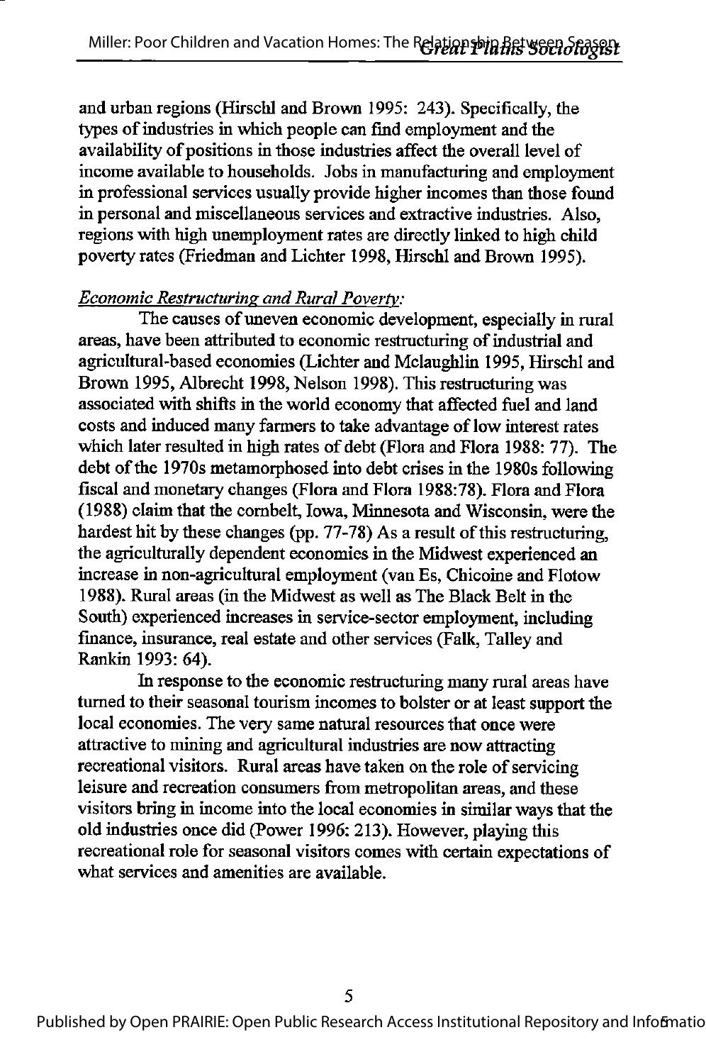and urban regions (Hirschl and Brown 1995: 243). Specifically, the types of industries in which people can find employment and the availability of positions in those industries affect the overall level of income available to households. Jobs in manufacturing and employment in professional services usually provide higher incomes than those found in personal and miscellaneous services and extractive industries. Also, regions with high unemployment rates are directly linked to high child poverty rates (Friedman and Lichter 1998, Hirschl and Brown 1995).

*Economic Restructuring and Rural Poverty:*

The causes of uneven economic development, especially in rural areas, have been attributed to economic restructuring of industrial and agricultural-based economies (Lichter and Mclaughlin 1995, Hirschl and Brown 1995, Albrecht 1998, Nelson 1998). This restructuring was associated with shifts in the world economy that affected fuel and land costs and induced many farmers to take advantage of low interest rates which later resulted in high rates of debt (Flora and Flora 1988: 77). The debt of the 1970s metamorphosed into debt crises in the 1980s following fiscal and monetary changes (Flora and Flora 1988:78). Flora and Flora (1988) claim that the cornbelt, Iowa, Minnesota and Wisconsin, were the hardest hit by these changes (pp. 77-78) As a result of this restructuring, the agriculturally dependent economies in the Midwest experienced an increase in non-agricultural employment (van Es, Chicoine and Flotow 1988). Rural areas (in the Midwest as well as The Black Belt in the South) experienced increases in service-sector employment, including finance, insurance, real estate and other services (Falk, Talley and Rankin 1993: 64).

In response to the economic restructuring many rural areas have turned to their seasonal tourism incomes to bolster or at least support the local economies. The very same natural resources that once were attractive to mining and agricultural industries are now attracting recreational visitors. Rural areas have taken on the role of servicing leisure and recreation consumers from metropolitan areas, and these visitors bring in income into the local economies in similar ways that the old industries once did (Power 1996: 213). However, playing this recreational role for seasonal visitors comes with certain expectations of what services and amenities are available.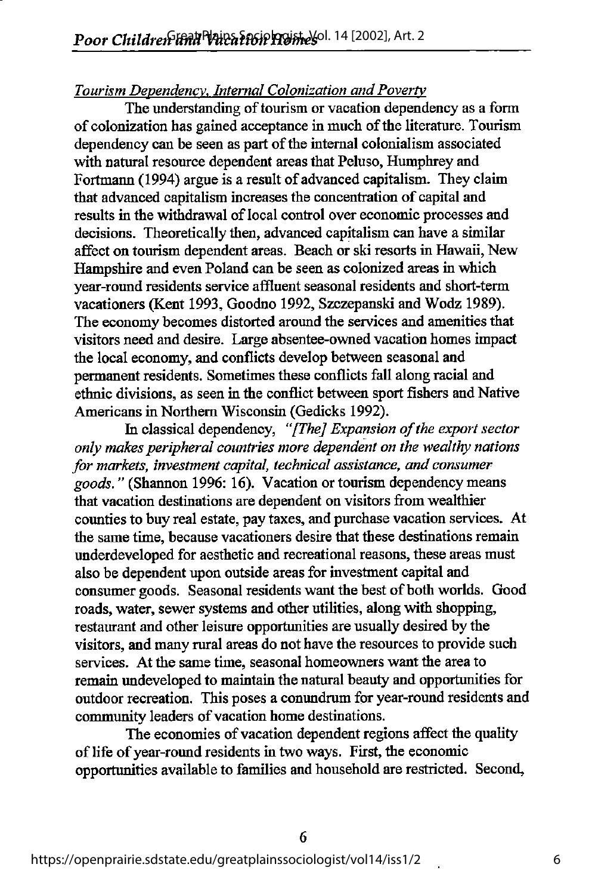*Tourism Dependency, Internal Colonization and Poverty*

The understanding of tourism or vacation dependency as a form of colonization has gained acceptance in much of the literature. Tourism dependency can be seen as part of the internal colonialism associated with natural resource dependent areas that Peluso, Humphrey and Fortmann (1994) argue is a result of advanced capitalism. They claim that advanced capitalism increases the concentration of capital and results in the withdrawal of local control over economic processes and decisions. Theoretically then, advanced capitalism can have a similar affect on tourism dependent areas. Beach or ski resorts in Hawaii, New Hampshire and even Poland can be seen as colonized areas in which year-round residents service affluent seasonal residents and short-term vacationers (Kent 1993, Goodno 1992, Szczepanski and Wodz 1989). The economy becomes distorted around the services and amenities that visitors need and desire. Large absentee-owned vacation homes impact the local economy, and conflicts develop between seasonal and permanent residents. Sometimes these conflicts fall along racial and ethnic divisions, as seen in the conflict between sport fishers and Native Americans in Northern Wisconsin (Gedicks 1992).

In classical dependency, *"[The] Expansion of the export sector only makes peripheral countries more dependent on the wealthy nations for markets, investment capital, technical assistance, and consumer goods."* (Shannon 1996: 16). Vacation or tourism dependency means that vacation destinations are dependent on visitors from wealthier counties to buy real estate, pay taxes, and purchase vacation services. At the same time, because vacationers desire that these destinations remain underdeveloped for aesthetic and recreational reasons, these areas must also be dependent upon outside areas for investment capital and consumer goods. Seasonal residents want the best of both worlds. Good roads, water, sewer systems and other utilities, along with shopping, restaurant and other leisure opportunities are usually desired by the visitors, and many rural areas do not have the resources to provide such services. At the same time, seasonal homeowners want the area to remain undeveloped to maintain the natural beauty and opportunities for outdoor recreation. This poses a conundrum for year-round residents and community leaders of vacation home destinations.

The economies of vacation dependent regions affect the quality of life of year-round residents in two ways. First, the economic opportunities available to families and household are restricted. Second,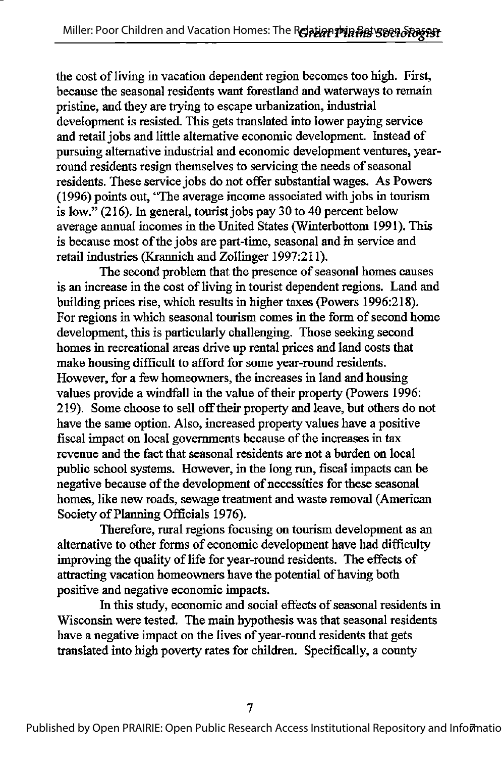the cost of living in vacation dependent region becomes too high. First, because the seasonal residents want forestland and waterways to remain pristine, and they are trying to escape urbanization, industrial development is resisted. This gets translated into lower paying service and retail jobs and little alternative economic development. Instead of pursuing alternative industrial and economic development ventures, year-round residents resign themselves to servicing the needs of seasonal residents. These service jobs do not offer substantial wages. As Powers (1996) points out, "The average income associated with jobs in tourism is low." (216). In general, tourist jobs pay 30 to 40 percent below average annual incomes in the United States (Winterbottom 1991). This is because most of the jobs are part-time, seasonal and in service and retail industries (Krannich and Zollinger 1997:211).

The second problem that the presence of seasonal homes causes is an increase in the cost of living in tourist dependent regions. Land and building prices rise, which results in higher taxes (Powers 1996:218). For regions in which seasonal tourism comes in the form of second home development, this is particularly challenging. Those seeking second homes in recreational areas drive up rental prices and land costs that make housing difficult to afford for some year-round residents. However, for a few homeowners, the increases in land and housing values provide a windfall in the value of their property (Powers 1996: 219). Some choose to sell off their property and leave, but others do not have the same option. Also, increased property values have a positive fiscal impact on local governments because of the increases in tax revenue and the fact that seasonal residents are not a burden on local public school systems. However, in the long run, fiscal impacts can be negative because of the development of necessities for these seasonal homes, like new roads, sewage treatment and waste removal (American Society of Planning Officials 1976).

Therefore, rural regions focusing on tourism development as an alternative to other forms of economic development have had difficulty improving the quality of life for year-round residents. The effects of attracting vacation homeowners have the potential of having both positive and negative economic impacts.

In this study, economic and social effects of seasonal residents in Wisconsin were tested. The main hypothesis was that seasonal residents have a negative impact on the lives of year-round residents that gets translated into high poverty rates for children. Specifically, a county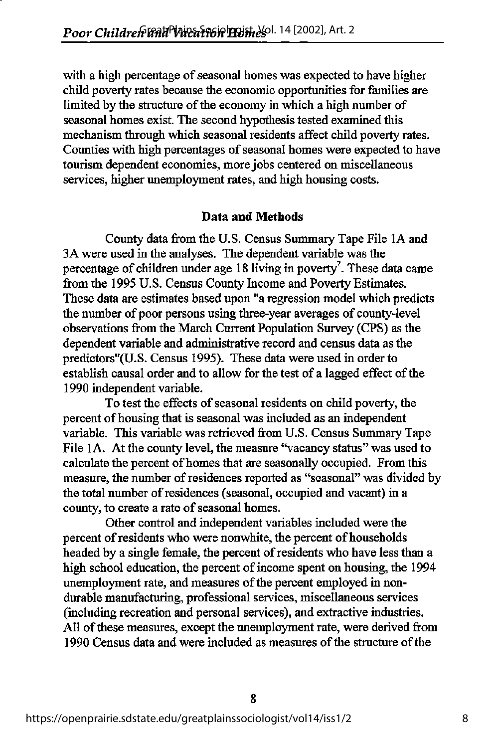with a high percentage of seasonal homes was expected to have higher child poverty rates because the economic opportunities for families are limited by the structure of the economy in which a high number of seasonal homes exist. The second hypothesis tested examined this mechanism through which seasonal residents affect child poverty rates. Counties with high percentages of seasonal homes were expected to have tourism dependent economies, more jobs centered on miscellaneous services, higher unemployment rates, and high housing costs.

## Data and Methods

County data from the U.S. Census Summary Tape File 1A and 3A were used in the analyses. The dependent variable was the percentage of children under age 18 living in poverty[2]. These data came from the 1995 U.S. Census County Income and Poverty Estimates. These data are estimates based upon "a regression model which predicts the number of poor persons using three-year averages of county-level observations from the March Current Population Survey (CPS) as the dependent variable and administrative record and census data as the predictors"(U.S. Census 1995). These data were used in order to establish causal order and to allow for the test of a lagged effect of the 1990 independent variable.

To test the effects of seasonal residents on child poverty, the percent of housing that is seasonal was included as an independent variable. This variable was retrieved from U.S. Census Summary Tape File 1A. At the county level, the measure "vacancy status" was used to calculate the percent of homes that are seasonally occupied. From this measure, the number of residences reported as "seasonal" was divided by the total number of residences (seasonal, occupied and vacant) in a county, to create a rate of seasonal homes.

Other control and independent variables included were the percent of residents who were nonwhite, the percent of households headed by a single female, the percent of residents who have less than a high school education, the percent of income spent on housing, the 1994 unemployment rate, and measures of the percent employed in non-durable manufacturing, professional services, miscellaneous services (including recreation and personal services), and extractive industries. All of these measures, except the unemployment rate, were derived from 1990 Census data and were included as measures of the structure of the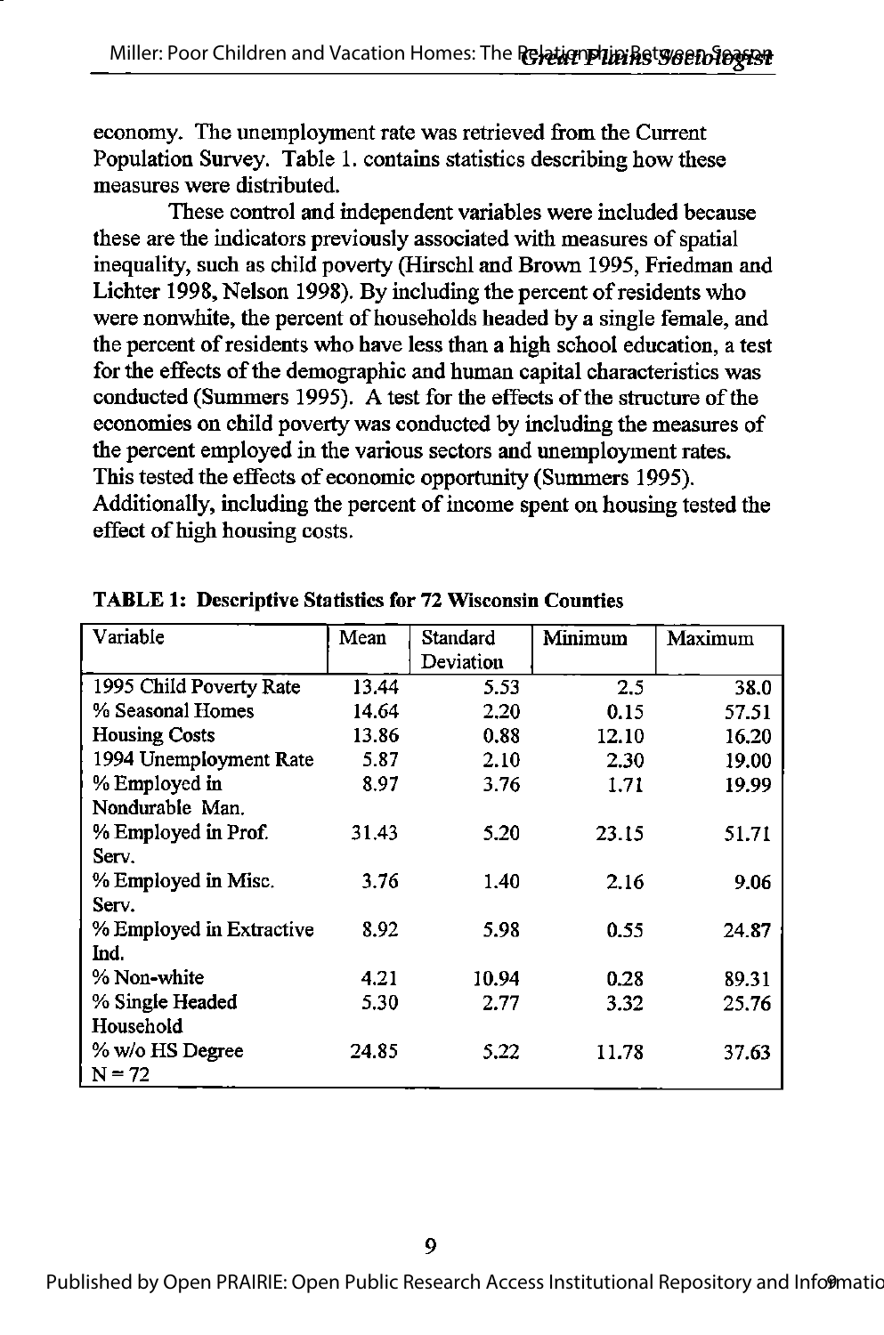economy. The unemployment rate was retrieved from the Current Population Survey. Table 1. contains statistics describing how these measures were distributed.

These control and independent variables were included because these are the indicators previously associated with measures of spatial inequality, such as child poverty (Hirschl and Brown 1995, Friedman and Lichter 1998, Nelson 1998). By including the percent of residents who were nonwhite, the percent of households headed by a single female, and the percent of residents who have less than a high school education, a test for the effects of the demographic and human capital characteristics was conducted (Summers 1995). A test for the effects of the structure of the economies on child poverty was conducted by including the measures of the percent employed in the various sectors and unemployment rates. This tested the effects of economic opportunity (Summers 1995). Additionally, including the percent of income spent on housing tested the effect of high housing costs.

**TABLE 1: Descriptive Statistics for 72 Wisconsin Counties**

| Variable | Mean | Standard Deviation | Minimum | Maximum |
|---|---|---|---|---|
| 1995 Child Poverty Rate | 13.44 | 5.53 | 2.5 | 38.0 |
| % Seasonal Homes | 14.64 | 2.20 | 0.15 | 57.51 |
| Housing Costs | 13.86 | 0.88 | 12.10 | 16.20 |
| 1994 Unemployment Rate | 5.87 | 2.10 | 2.30 | 19.00 |
| % Employed in Nondurable Man. | 8.97 | 3.76 | 1.71 | 19.99 |
| % Employed in Prof. Serv. | 31.43 | 5.20 | 23.15 | 51.71 |
| % Employed in Misc. Serv. | 3.76 | 1.40 | 2.16 | 9.06 |
| % Employed in Extractive Ind. | 8.92 | 5.98 | 0.55 | 24.87 |
| % Non-white | 4.21 | 10.94 | 0.28 | 89.31 |
| % Single Headed Household | 5.30 | 2.77 | 3.32 | 25.76 |
| % w/o HS Degree | 24.85 | 5.22 | 11.78 | 37.63 |
| N = 72 | | | | |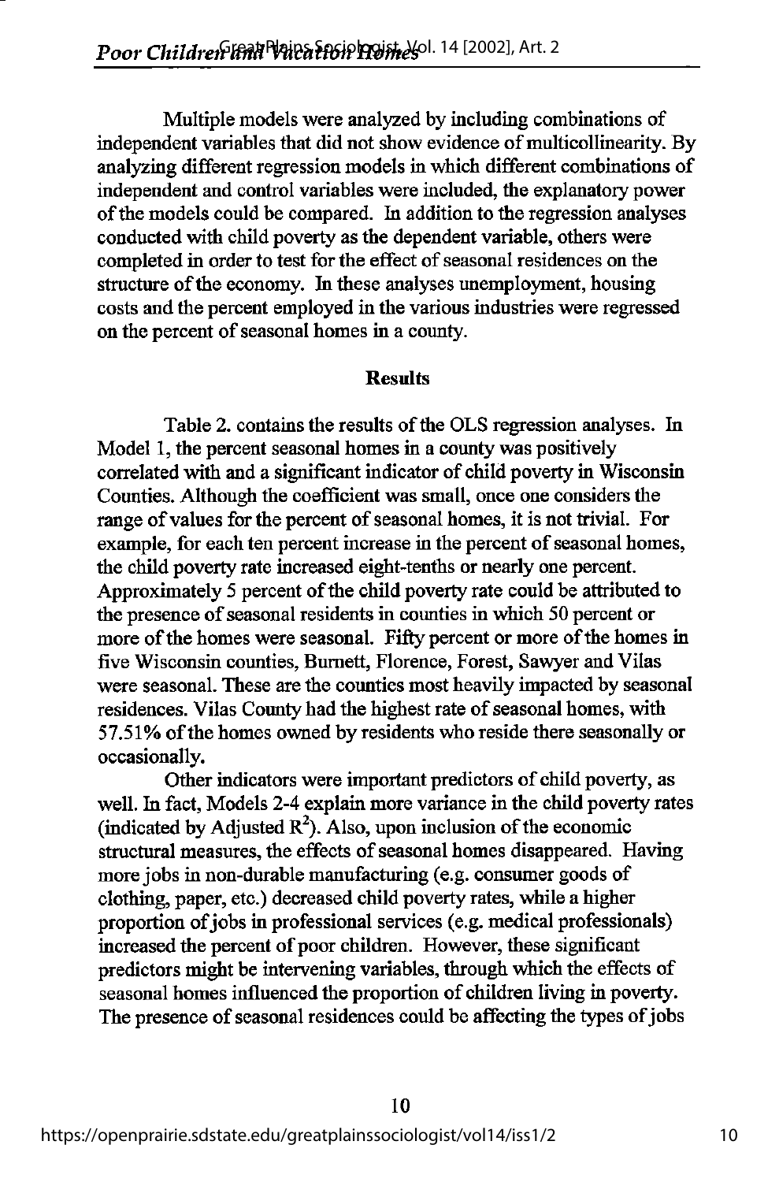Multiple models were analyzed by including combinations of independent variables that did not show evidence of multicollinearity. By analyzing different regression models in which different combinations of independent and control variables were included, the explanatory power of the models could be compared. In addition to the regression analyses conducted with child poverty as the dependent variable, others were completed in order to test for the effect of seasonal residences on the structure of the economy. In these analyses unemployment, housing costs and the percent employed in the various industries were regressed on the percent of seasonal homes in a county.

**Results**

Table 2. contains the results of the OLS regression analyses. In Model 1, the percent seasonal homes in a county was positively correlated with and a significant indicator of child poverty in Wisconsin Counties. Although the coefficient was small, once one considers the range of values for the percent of seasonal homes, it is not trivial. For example, for each ten percent increase in the percent of seasonal homes, the child poverty rate increased eight-tenths or nearly one percent. Approximately 5 percent of the child poverty rate could be attributed to the presence of seasonal residents in counties in which 50 percent or more of the homes were seasonal. Fifty percent or more of the homes in five Wisconsin counties, Burnett, Florence, Forest, Sawyer and Vilas were seasonal. These are the counties most heavily impacted by seasonal residences. Vilas County had the highest rate of seasonal homes, with 57.51% of the homes owned by residents who reside there seasonally or occasionally.

Other indicators were important predictors of child poverty, as well. In fact, Models 2-4 explain more variance in the child poverty rates (indicated by Adjusted $R^2$). Also, upon inclusion of the economic structural measures, the effects of seasonal homes disappeared. Having more jobs in non-durable manufacturing (e.g. consumer goods of clothing, paper, etc.) decreased child poverty rates, while a higher proportion of jobs in professional services (e.g. medical professionals) increased the percent of poor children. However, these significant predictors might be intervening variables, through which the effects of seasonal homes influenced the proportion of children living in poverty. The presence of seasonal residences could be affecting the types of jobs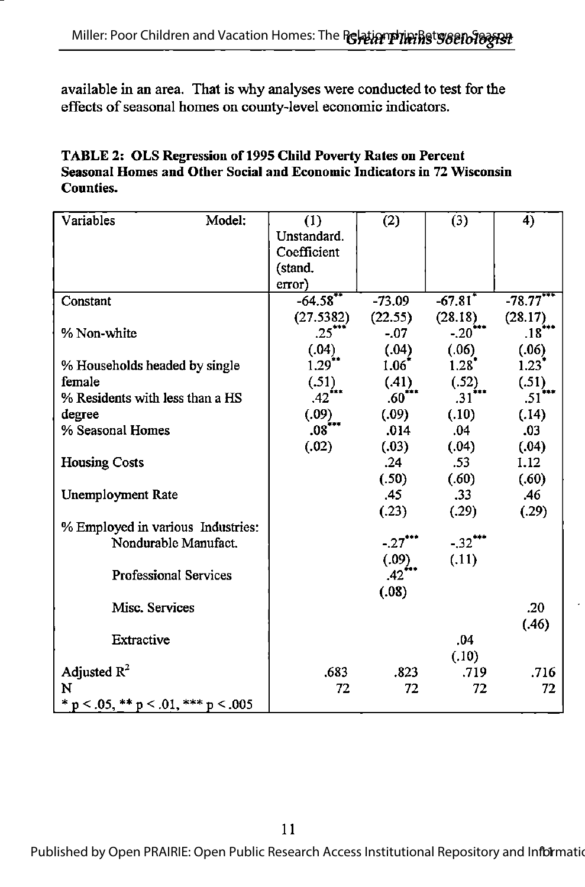available in an area. That is why analyses were conducted to test for the effects of seasonal homes on county-level economic indicators.

**TABLE 2: OLS Regression of 1995 Child Poverty Rates on Percent Seasonal Homes and Other Social and Economic Indicators in 72 Wisconsin Counties.**

| Variables Model: | (1) Unstandard. Coefficient (stand. error) | (2) | (3) | 4) |
|---|---|---|---|---|
| Constant | $-64.58^{**}$ | -73.09 | $-67.81^{*}$ | $-78.77^{***}$ |
| | (27.5382) | (22.55) | (28.18) | (28.17) |
| % Non-white | $.25^{***}$ | -.07 | $-.20^{***}$ | $.18^{***}$ |
| | (.04) | (.04) | (.06) | (.06) |
| % Households headed by single female | $1.29^{**}$ | $1.06^{*}$ | $1.28^{*}$ | $1.23^{*}$ |
| | (.51) | (.41) | (.52) | (.51) |
| % Residents with less than a HS degree | $.42^{***}$ | $.60^{***}$ | $.31^{***}$ | $.51^{***}$ |
| | (.09) | (.09) | (.10) | (.14) |
| % Seasonal Homes | $.08^{***}$ | .014 | .04 | .03 |
| | (.02) | (.03) | (.04) | (.04) |
| Housing Costs | | .24 | .53 | 1.12 |
| | | (.50) | (.60) | (.60) |
| Unemployment Rate | | .45 | .33 | .46 |
| | | (.23) | (.29) | (.29) |
| % Employed in various Industries: | | | | |
| Nondurable Manufact. | | $-.27^{***}$ | $-.32^{***}$ | |
| | | (.09) | (.11) | |
| Professional Services | | $.42^{***}$ | | |
| | | (.08) | | |
| Misc. Services | | | | .20 |
| | | | | (.46) |
| Extractive | | | .04 | |
| | | | (.10) | |
| Adjusted $R^2$ | .683 | .823 | .719 | .716 |
| N | 72 | 72 | 72 | 72 |
| * $p < .05$, ** $p < .01$, *** $p < .005$ | | | | |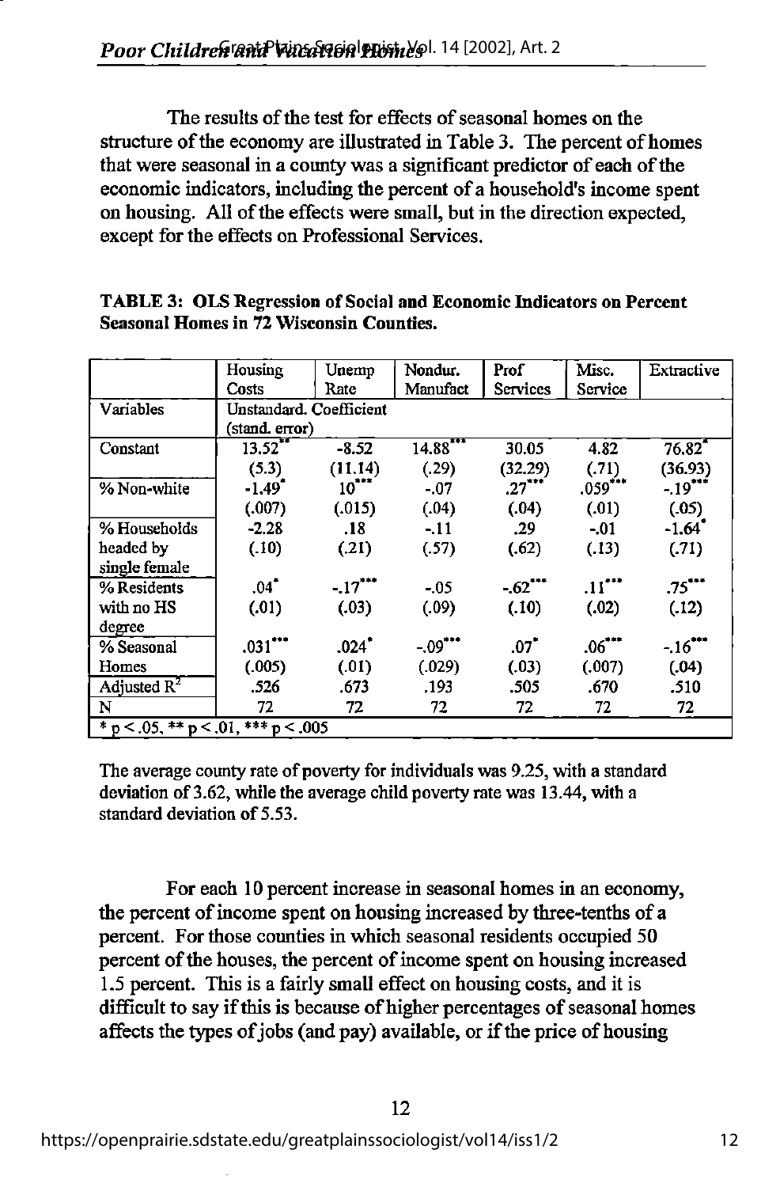The results of the test for effects of seasonal homes on the structure of the economy are illustrated in Table 3. The percent of homes that were seasonal in a county was a significant predictor of each of the economic indicators, including the percent of a household's income spent on housing. All of the effects were small, but in the direction expected, except for the effects on Professional Services.

**TABLE 3: OLS Regression of Social and Economic Indicators on Percent Seasonal Homes in 72 Wisconsin Counties.**

| | Housing Costs | Unemp Rate | Nondur. Manufact | Prof Services | Misc. Service | Extractive |
|---|---|---|---|---|---|---|
| Variables | Unstandard. Coefficient (stand. error) | | | | | |
| Constant | 13.52** (5.3) | -8.52 (11.14) | 14.88*** (.29) | 30.05 (32.29) | 4.82 (.71) | 76.82* (36.93) |
| % Non-white | -1.49* (.007) | 10*** (.015) | -.07 (.04) | .27*** (.04) | .059*** (.01) | -.19*** (.05) |
| % Households headed by single female | -2.28 (.10) | .18 (.21) | -.11 (.57) | .29 (.62) | -.01 (.13) | -1.64* (.71) |
| % Residents with no HS degree | .04* (.01) | -.17*** (.03) | -.05 (.09) | -.62*** (.10) | .11*** (.02) | .75*** (.12) |
| % Seasonal Homes | .031*** (.005) | .024* (.01) | -.09*** (.029) | .07* (.03) | .06*** (.007) | -.16*** (.04) |
| Adjusted $R^2$ | .526 | .673 | .193 | .505 | .670 | .510 |
| N | 72 | 72 | 72 | 72 | 72 | 72 |

\* $p < .05$, \*\* $p < .01$, \*\*\* $p < .005$

The average county rate of poverty for individuals was 9.25, with a standard deviation of 3.62, while the average child poverty rate was 13.44, with a standard deviation of 5.53.

For each 10 percent increase in seasonal homes in an economy, the percent of income spent on housing increased by three-tenths of a percent. For those counties in which seasonal residents occupied 50 percent of the houses, the percent of income spent on housing increased 1.5 percent. This is a fairly small effect on housing costs, and it is difficult to say if this is because of higher percentages of seasonal homes affects the types of jobs (and pay) available, or if the price of housing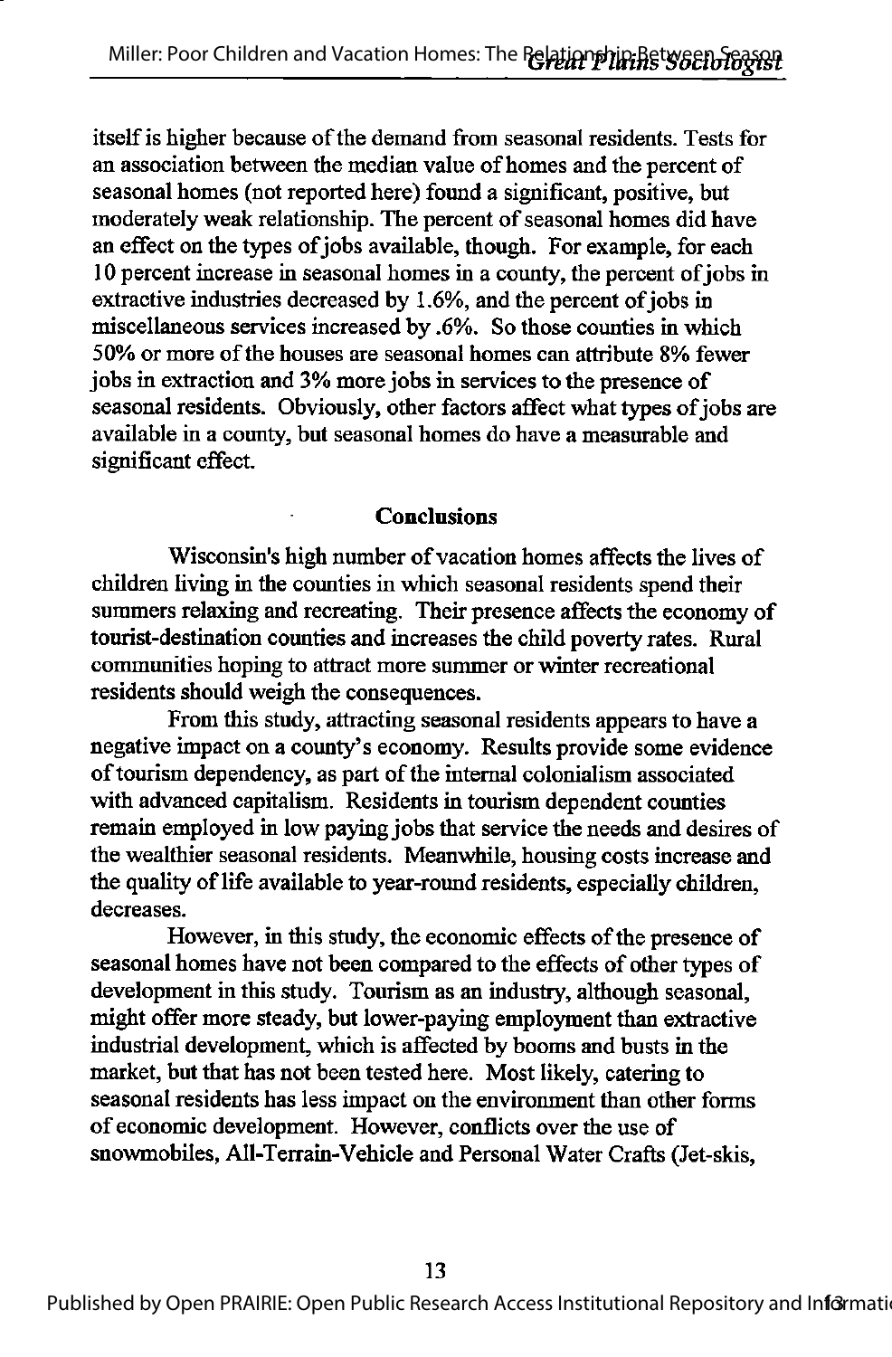itself is higher because of the demand from seasonal residents. Tests for an association between the median value of homes and the percent of seasonal homes (not reported here) found a significant, positive, but moderately weak relationship. The percent of seasonal homes did have an effect on the types of jobs available, though. For example, for each 10 percent increase in seasonal homes in a county, the percent of jobs in extractive industries decreased by 1.6%, and the percent of jobs in miscellaneous services increased by .6%. So those counties in which 50% or more of the houses are seasonal homes can attribute 8% fewer jobs in extraction and 3% more jobs in services to the presence of seasonal residents. Obviously, other factors affect what types of jobs are available in a county, but seasonal homes do have a measurable and significant effect.

## Conclusions

Wisconsin's high number of vacation homes affects the lives of children living in the counties in which seasonal residents spend their summers relaxing and recreating. Their presence affects the economy of tourist-destination counties and increases the child poverty rates. Rural communities hoping to attract more summer or winter recreational residents should weigh the consequences.

From this study, attracting seasonal residents appears to have a negative impact on a county's economy. Results provide some evidence of tourism dependency, as part of the internal colonialism associated with advanced capitalism. Residents in tourism dependent counties remain employed in low paying jobs that service the needs and desires of the wealthier seasonal residents. Meanwhile, housing costs increase and the quality of life available to year-round residents, especially children, decreases.

However, in this study, the economic effects of the presence of seasonal homes have not been compared to the effects of other types of development in this study. Tourism as an industry, although seasonal, might offer more steady, but lower-paying employment than extractive industrial development, which is affected by booms and busts in the market, but that has not been tested here. Most likely, catering to seasonal residents has less impact on the environment than other forms of economic development. However, conflicts over the use of snowmobiles, All-Terrain-Vehicle and Personal Water Crafts (Jet-skis,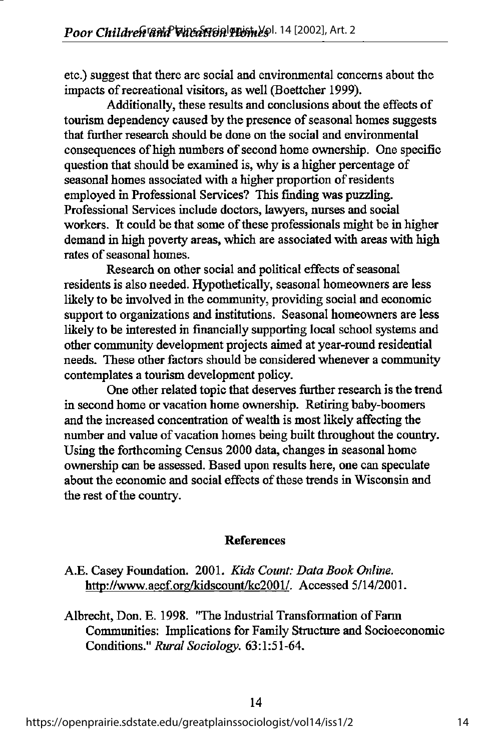etc.) suggest that there are social and environmental concerns about the impacts of recreational visitors, as well (Boettcher 1999).

Additionally, these results and conclusions about the effects of tourism dependency caused by the presence of seasonal homes suggests that further research should be done on the social and environmental consequences of high numbers of second home ownership. One specific question that should be examined is, why is a higher percentage of seasonal homes associated with a higher proportion of residents employed in Professional Services? This finding was puzzling. Professional Services include doctors, lawyers, nurses and social workers. It could be that some of these professionals might be in higher demand in high poverty areas, which are associated with areas with high rates of seasonal homes.

Research on other social and political effects of seasonal residents is also needed. Hypothetically, seasonal homeowners are less likely to be involved in the community, providing social and economic support to organizations and institutions. Seasonal homeowners are less likely to be interested in financially supporting local school systems and other community development projects aimed at year-round residential needs. These other factors should be considered whenever a community contemplates a tourism development policy.

One other related topic that deserves further research is the trend in second home or vacation home ownership. Retiring baby-boomers and the increased concentration of wealth is most likely affecting the number and value of vacation homes being built throughout the country. Using the forthcoming Census 2000 data, changes in seasonal home ownership can be assessed. Based upon results here, one can speculate about the economic and social effects of these trends in Wisconsin and the rest of the country.

## References

A.E. Casey Foundation. 2001. *Kids Count: Data Book Online.* http://www.aecf.org/kidscount/kc2001/. Accessed 5/14/2001.

Albrecht, Don. E. 1998. "The Industrial Transformation of Farm Communities: Implications for Family Structure and Socioeconomic Conditions." *Rural Sociology.* 63:1:51-64.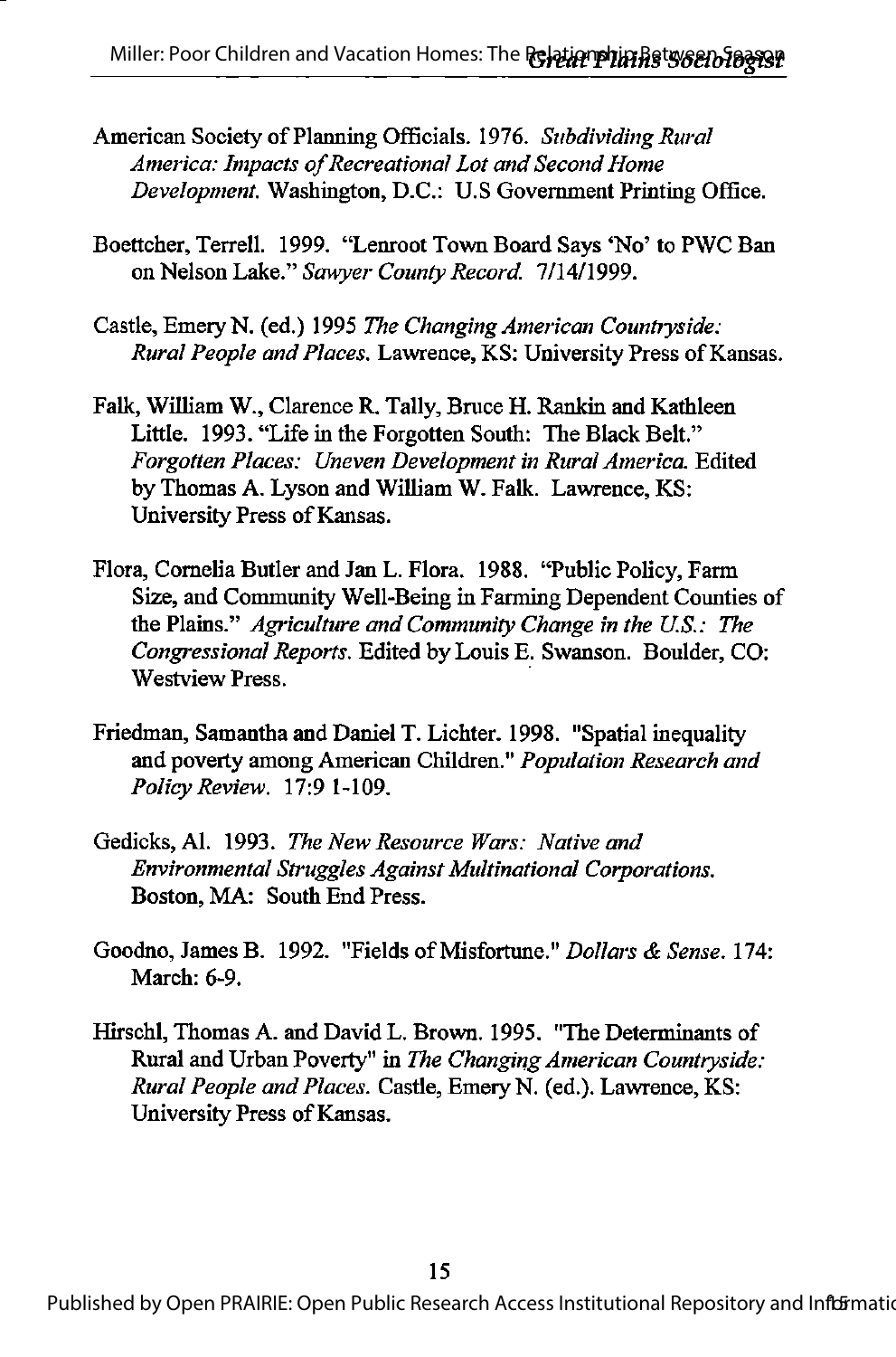American Society of Planning Officials. 1976. *Subdividing Rural America: Impacts of Recreational Lot and Second Home Development.* Washington, D.C.: U.S Government Printing Office.

Boettcher, Terrell. 1999. "Lenroot Town Board Says 'No' to PWC Ban on Nelson Lake." *Sawyer County Record.* 7/14/1999.

Castle, Emery N. (ed.) 1995 *The Changing American Countryside: Rural People and Places.* Lawrence, KS: University Press of Kansas.

Falk, William W., Clarence R. Tally, Bruce H. Rankin and Kathleen Little. 1993. "Life in the Forgotten South: The Black Belt." *Forgotten Places: Uneven Development in Rural America.* Edited by Thomas A. Lyson and William W. Falk. Lawrence, KS: University Press of Kansas.

Flora, Cornelia Butler and Jan L. Flora. 1988. "Public Policy, Farm Size, and Community Well-Being in Farming Dependent Counties of the Plains." *Agriculture and Community Change in the U.S.: The Congressional Reports.* Edited by Louis E. Swanson. Boulder, CO: Westview Press.

Friedman, Samantha and Daniel T. Lichter. 1998. "Spatial inequality and poverty among American Children." *Population Research and Policy Review.* 17:9 1-109.

Gedicks, Al. 1993. *The New Resource Wars: Native and Environmental Struggles Against Multinational Corporations.* Boston, MA: South End Press.

Goodno, James B. 1992. "Fields of Misfortune." *Dollars & Sense.* 174: March: 6-9.

Hirschl, Thomas A. and David L. Brown. 1995. "The Determinants of Rural and Urban Poverty" in *The Changing American Countryside: Rural People and Places.* Castle, Emery N. (ed.). Lawrence, KS: University Press of Kansas.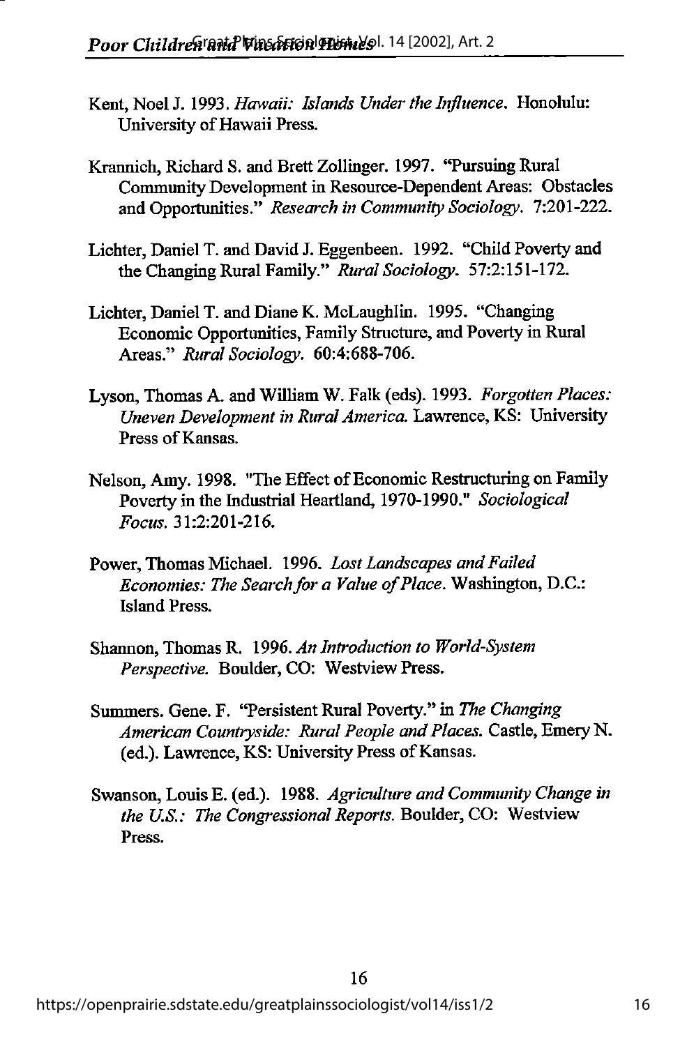Kent, Noel J. 1993. *Hawaii: Islands Under the Influence*. Honolulu: University of Hawaii Press.

Krannich, Richard S. and Brett Zollinger. 1997. "Pursuing Rural Community Development in Resource-Dependent Areas: Obstacles and Opportunities." *Research in Community Sociology*. 7:201-222.

Lichter, Daniel T. and David J. Eggenbeen. 1992. "Child Poverty and the Changing Rural Family." *Rural Sociology*. 57:2:151-172.

Lichter, Daniel T. and Diane K. McLaughlin. 1995. "Changing Economic Opportunities, Family Structure, and Poverty in Rural Areas." *Rural Sociology*. 60:4:688-706.

Lyson, Thomas A. and William W. Falk (eds). 1993. *Forgotten Places: Uneven Development in Rural America.* Lawrence, KS: University Press of Kansas.

Nelson, Amy. 1998. "The Effect of Economic Restructuring on Family Poverty in the Industrial Heartland, 1970-1990." *Sociological Focus*. 31:2:201-216.

Power, Thomas Michael. 1996. *Lost Landscapes and Failed Economies: The Search for a Value of Place*. Washington, D.C.: Island Press.

Shannon, Thomas R. 1996. *An Introduction to World-System Perspective*. Boulder, CO: Westview Press.

Summers. Gene. F. "Persistent Rural Poverty." in *The Changing American Countryside: Rural People and Places.* Castle, Emery N. (ed.). Lawrence, KS: University Press of Kansas.

Swanson, Louis E. (ed.). 1988. *Agriculture and Community Change in the U.S.: The Congressional Reports*. Boulder, CO: Westview Press.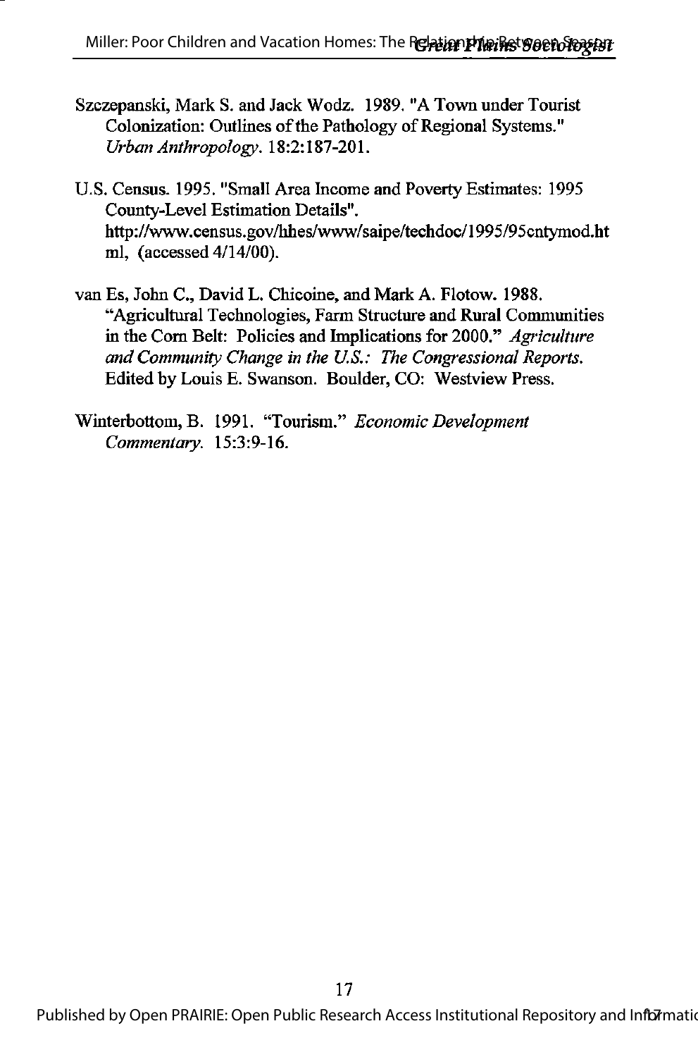Szczepanski, Mark S. and Jack Wodz. 1989. "A Town under Tourist Colonization: Outlines of the Pathology of Regional Systems." *Urban Anthropology*. 18:2:187-201.

U.S. Census. 1995. "Small Area Income and Poverty Estimates: 1995 County-Level Estimation Details". http://www.census.gov/hhes/www/saipe/techdoc/1995/95cntymod.html, (accessed 4/14/00).

van Es, John C., David L. Chicoine, and Mark A. Flotow. 1988. "Agricultural Technologies, Farm Structure and Rural Communities in the Corn Belt: Policies and Implications for 2000." *Agriculture and Community Change in the U.S.: The Congressional Reports.* Edited by Louis E. Swanson. Boulder, CO: Westview Press.

Winterbottom, B. 1991. "Tourism." *Economic Development Commentary.* 15:3:9-16.